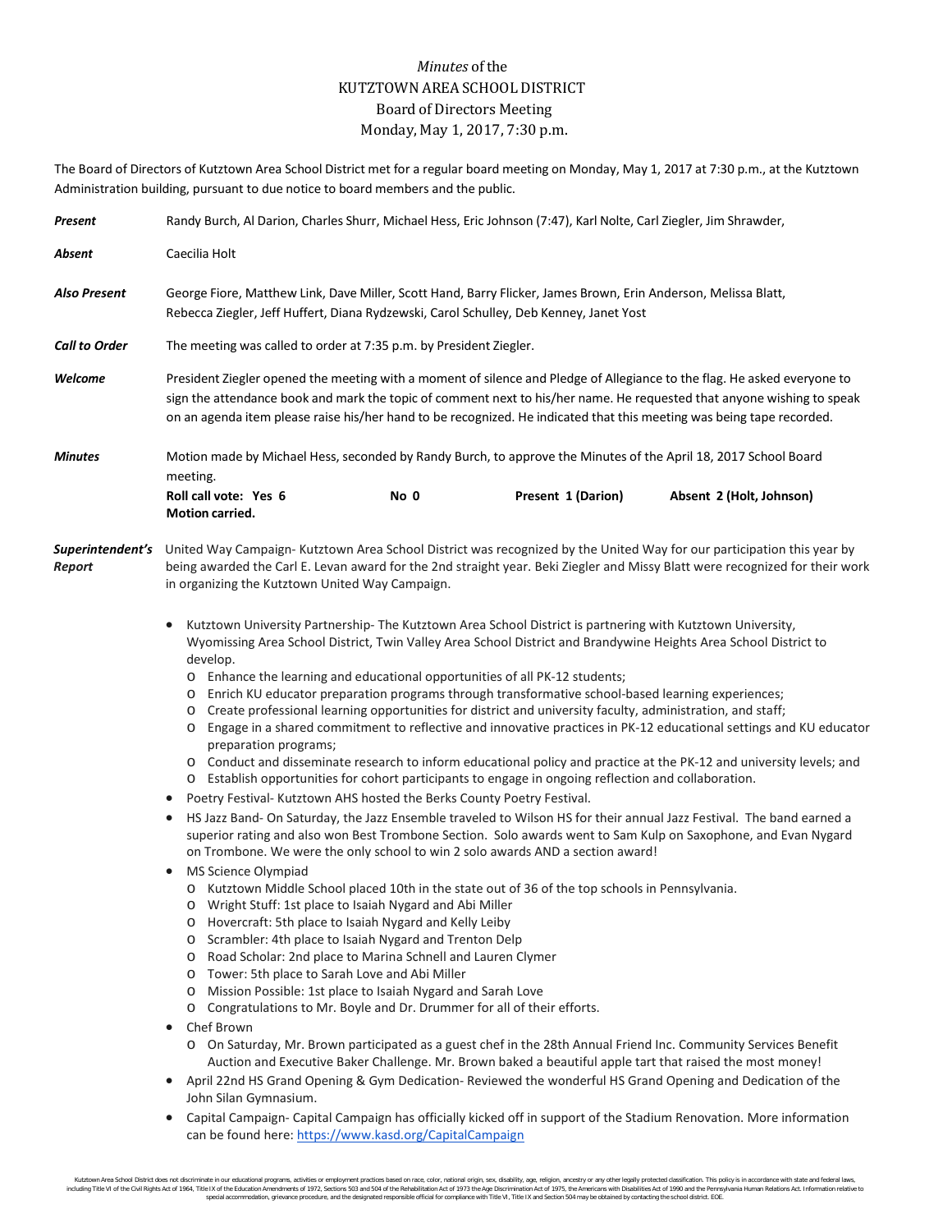# *Minutes* of the KUTZTOWN AREA SCHOOL DISTRICT Board of Directors Meeting Monday, May 1, 2017, 7:30 p.m.

The Board of Directors of Kutztown Area School District met for a regular board meeting on Monday, May 1, 2017 at 7:30 p.m., at the Kutztown Administration building, pursuant to due notice to board members and the public.

***Present*** Randy Burch, Al Darion, Charles Shurr, Michael Hess, Eric Johnson (7:47), Karl Nolte, Carl Ziegler, Jim Shrawder,

***Absent*** Caecilia Holt

***Also Present*** George Fiore, Matthew Link, Dave Miller, Scott Hand, Barry Flicker, James Brown, Erin Anderson, Melissa Blatt, Rebecca Ziegler, Jeff Huffert, Diana Rydzewski, Carol Schulley, Deb Kenney, Janet Yost

***Call to Order*** The meeting was called to order at 7:35 p.m. by President Ziegler.

***Welcome*** President Ziegler opened the meeting with a moment of silence and Pledge of Allegiance to the flag. He asked everyone to sign the attendance book and mark the topic of comment next to his/her name. He requested that anyone wishing to speak on an agenda item please raise his/her hand to be recognized. He indicated that this meeting was being tape recorded.

***Minutes*** Motion made by Michael Hess, seconded by Randy Burch, to approve the Minutes of the April 18, 2017 School Board meeting.

**Roll call vote: Yes 6** **No 0** **Present 1 (Darion)** **Absent 2 (Holt, Johnson)**
**Motion carried.**

***Superintendent's Report*** United Way Campaign- Kutztown Area School District was recognized by the United Way for our participation this year by being awarded the Carl E. Levan award for the 2nd straight year. Beki Ziegler and Missy Blatt were recognized for their work in organizing the Kutztown United Way Campaign.

- Kutztown University Partnership- The Kutztown Area School District is partnering with Kutztown University, Wyomissing Area School District, Twin Valley Area School District and Brandywine Heights Area School District to develop.
  - Enhance the learning and educational opportunities of all PK-12 students;
  - Enrich KU educator preparation programs through transformative school-based learning experiences;
  - Create professional learning opportunities for district and university faculty, administration, and staff;
  - Engage in a shared commitment to reflective and innovative practices in PK-12 educational settings and KU educator preparation programs;
  - Conduct and disseminate research to inform educational policy and practice at the PK-12 and university levels; and
  - Establish opportunities for cohort participants to engage in ongoing reflection and collaboration.
- Poetry Festival- Kutztown AHS hosted the Berks County Poetry Festival.
- HS Jazz Band- On Saturday, the Jazz Ensemble traveled to Wilson HS for their annual Jazz Festival. The band earned a superior rating and also won Best Trombone Section. Solo awards went to Sam Kulp on Saxophone, and Evan Nygard on Trombone. We were the only school to win 2 solo awards AND a section award!
- MS Science Olympiad
  - Kutztown Middle School placed 10th in the state out of 36 of the top schools in Pennsylvania.
  - Wright Stuff: 1st place to Isaiah Nygard and Abi Miller
  - Hovercraft: 5th place to Isaiah Nygard and Kelly Leiby
  - Scrambler: 4th place to Isaiah Nygard and Trenton Delp
  - Road Scholar: 2nd place to Marina Schnell and Lauren Clymer
  - Tower: 5th place to Sarah Love and Abi Miller
  - Mission Possible: 1st place to Isaiah Nygard and Sarah Love
  - Congratulations to Mr. Boyle and Dr. Drummer for all of their efforts.
- Chef Brown
  - On Saturday, Mr. Brown participated as a guest chef in the 28th Annual Friend Inc. Community Services Benefit Auction and Executive Baker Challenge. Mr. Brown baked a beautiful apple tart that raised the most money!
- April 22nd HS Grand Opening & Gym Dedication- Reviewed the wonderful HS Grand Opening and Dedication of the John Silan Gymnasium.
- Capital Campaign- Capital Campaign has officially kicked off in support of the Stadium Renovation. More information can be found here: https://www.kasd.org/CapitalCampaign

Kutztown Area School District does not discriminate in our educational programs, activities or employment practices based on race, color, national origin, sex, disability, age, religion, ancestry or any other legally protected classification. This policy is in accordance with state and federal laws, including Title VI of the Civil Rights Act of 1964, Title IX of the Education Amendments of 1972, Sections 503 and 504 of the Rehabilitation Act of 1973 the Age Discrimination Act of 1975, the Americans with Disabilities Act of 1990 and the Pennsylvania Human Relations Act. Information relative to special accommodation, grievance procedure, and the designated responsible official for compliance with Title VI, Title IX and Section 504 may be obtained by contacting the school district. EOE.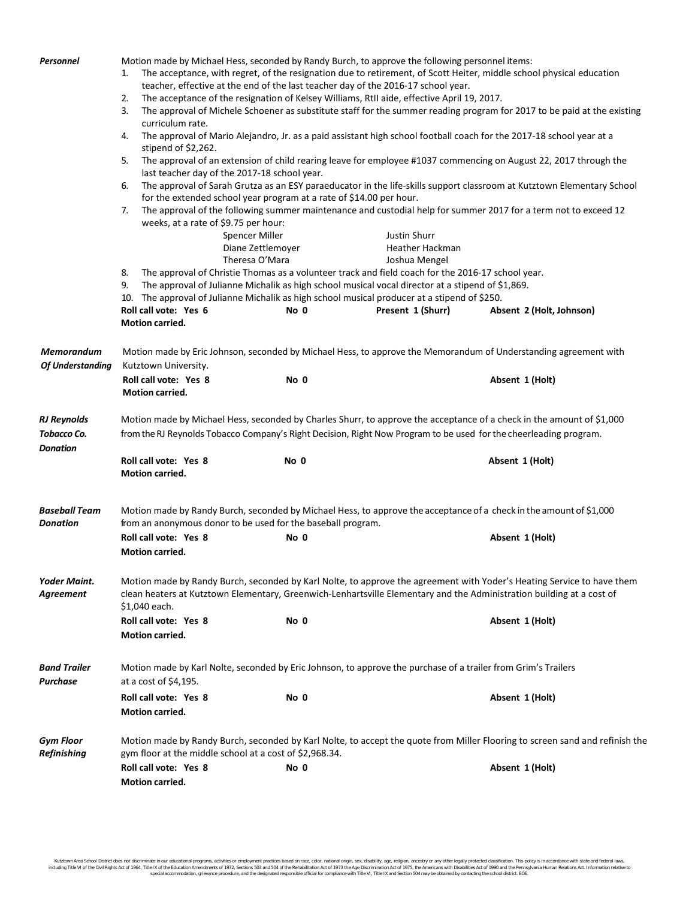***Personnel***

Motion made by Michael Hess, seconded by Randy Burch, to approve the following personnel items:

1. The acceptance, with regret, of the resignation due to retirement, of Scott Heiter, middle school physical education teacher, effective at the end of the last teacher day of the 2016-17 school year.
2. The acceptance of the resignation of Kelsey Williams, RtII aide, effective April 19, 2017.
3. The approval of Michele Schoener as substitute staff for the summer reading program for 2017 to be paid at the existing curriculum rate.
4. The approval of Mario Alejandro, Jr. as a paid assistant high school football coach for the 2017-18 school year at a stipend of $2,262.
5. The approval of an extension of child rearing leave for employee #1037 commencing on August 22, 2017 through the last teacher day of the 2017-18 school year.
6. The approval of Sarah Grutza as an ESY paraeducator in the life-skills support classroom at Kutztown Elementary School for the extended school year program at a rate of $14.00 per hour.
7. The approval of the following summer maintenance and custodial help for summer 2017 for a term not to exceed 12 weeks, at a rate of $9.75 per hour:

| | |
|---|---|
| Spencer Miller | Justin Shurr |
| Diane Zettlemoyer | Heather Hackman |
| Theresa O'Mara | Joshua Mengel |

8. The approval of Christie Thomas as a volunteer track and field coach for the 2016-17 school year.
9. The approval of Julianne Michalik as high school musical vocal director at a stipend of $1,869.
10. The approval of Julianne Michalik as high school musical producer at a stipend of $250.

**Roll call vote: Yes 6 No 0 Present 1 (Shurr) Absent 2 (Holt, Johnson)**
**Motion carried.**

***Memorandum Of Understanding***

Motion made by Eric Johnson, seconded by Michael Hess, to approve the Memorandum of Understanding agreement with Kutztown University.

**Roll call vote: Yes 8 No 0 Absent 1 (Holt)**
**Motion carried.**

***RJ Reynolds Tobacco Co. Donation***

Motion made by Michael Hess, seconded by Charles Shurr, to approve the acceptance of a check in the amount of $1,000 from the RJ Reynolds Tobacco Company's Right Decision, Right Now Program to be used for the cheerleading program.

**Roll call vote: Yes 8 No 0 Absent 1 (Holt)**
**Motion carried.**

***Baseball Team Donation***

Motion made by Randy Burch, seconded by Michael Hess, to approve the acceptance of a check in the amount of $1,000 from an anonymous donor to be used for the baseball program.

**Roll call vote: Yes 8 No 0 Absent 1 (Holt)**
**Motion carried.**

***Yoder Maint. Agreement***

Motion made by Randy Burch, seconded by Karl Nolte, to approve the agreement with Yoder's Heating Service to have them clean heaters at Kutztown Elementary, Greenwich-Lenhartsville Elementary and the Administration building at a cost of $1,040 each.

**Roll call vote: Yes 8 No 0 Absent 1 (Holt)**
**Motion carried.**

***Band Trailer Purchase***

Motion made by Karl Nolte, seconded by Eric Johnson, to approve the purchase of a trailer from Grim's Trailers at a cost of $4,195.

**Roll call vote: Yes 8 No 0 Absent 1 (Holt)**
**Motion carried.**

***Gym Floor Refinishing***

Motion made by Randy Burch, seconded by Karl Nolte, to accept the quote from Miller Flooring to screen sand and refinish the gym floor at the middle school at a cost of $2,968.34.

**Roll call vote: Yes 8 No 0 Absent 1 (Holt)**
**Motion carried.**

Kutztown Area School District does not discriminate in our educational programs, activities or employment practices based on race, color, national origin, sex, disability, age, religion, ancestry or any other legally protected classification. This policy is in accordance with state and federal laws, including Title VI of the Civil Rights Act of 1964, Title IX of the Education Amendments of 1972, Sections 503 and 504 of the Rehabilitation Act of 1973 the Age Discrimination Act of 1975, the Americans with Disabilities Act of 1990 and the Pennsylvania Human Relations Act. Information relative to special accommodation, grievance procedure, and the designated responsible official for compliance with Title VI, Title IX and Section 504 may be obtained by contacting the school district. EOE.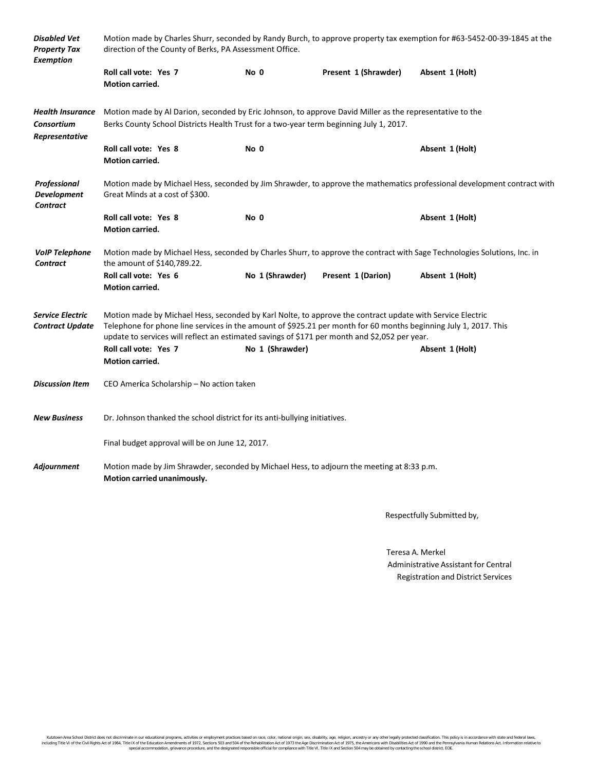***Disabled Vet Property Tax Exemption***

Motion made by Charles Shurr, seconded by Randy Burch, to approve property tax exemption for #63-5452-00-39-1845 at the direction of the County of Berks, PA Assessment Office.

**Roll call vote: Yes 7** | **No 0** | **Present 1 (Shrawder)** | **Absent 1 (Holt)**

**Motion carried.**

***Health Insurance Consortium Representative***

Motion made by Al Darion, seconded by Eric Johnson, to approve David Miller as the representative to the Berks County School Districts Health Trust for a two-year term beginning July 1, 2017.

**Roll call vote: Yes 8** | **No 0** | **Absent 1 (Holt)**

**Motion carried.**

***Professional Development Contract***

Motion made by Michael Hess, seconded by Jim Shrawder, to approve the mathematics professional development contract with Great Minds at a cost of $300.

**Roll call vote: Yes 8** | **No 0** | **Absent 1 (Holt)**

**Motion carried.**

***VoIP Telephone Contract***

Motion made by Michael Hess, seconded by Charles Shurr, to approve the contract with Sage Technologies Solutions, Inc. in the amount of $140,789.22.

**Roll call vote: Yes 6** | **No 1 (Shrawder)** | **Present 1 (Darion)** | **Absent 1 (Holt)**

**Motion carried.**

***Service Electric Contract Update***

Motion made by Michael Hess, seconded by Karl Nolte, to approve the contract update with Service Electric Telephone for phone line services in the amount of $925.21 per month for 60 months beginning July 1, 2017. This update to services will reflect an estimated savings of $171 per month and $2,052 per year.

**Roll call vote: Yes 7** | **No 1 (Shrawder)** | **Absent 1 (Holt)**

**Motion carried.**

***Discussion Item***

CEO America Scholarship – No action taken

***New Business***

Dr. Johnson thanked the school district for its anti-bullying initiatives.

Final budget approval will be on June 12, 2017.

***Adjournment***

Motion made by Jim Shrawder, seconded by Michael Hess, to adjourn the meeting at 8:33 p.m.

**Motion carried unanimously.**

Respectfully Submitted by,

Teresa A. Merkel
Administrative Assistant for Central Registration and District Services

Kutztown Area School District does not discriminate in our educational programs, activities or employment practices based on race, color, national origin, sex, disability, age, religion, ancestry or any other legally protected classification. This policy is in accordance with state and federal laws, including Title VI of the Civil Rights Act of 1964, Title IX of the Education Amendments of 1972, Sections 503 and 504 of the Rehabilitation Act of 1973 the Age Discrimination Act of 1975, the Americans with Disabilities Act of 1990 and the Pennsylvania Human Relations Act. Information relative to special accommodation, grievance procedure, and the designated responsible official for compliance with Title VI, Title IX and Section 504 may be obtained by contacting the school district. EOE.